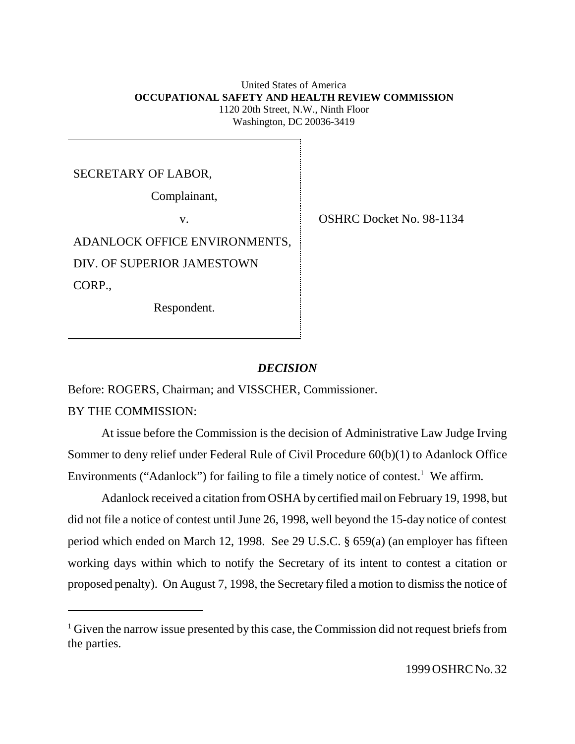United States of America
**OCCUPATIONAL SAFETY AND HEALTH REVIEW COMMISSION**
1120 20th Street, N.W., Ninth Floor
Washington, DC 20036-3419

SECRETARY OF LABOR,

Complainant,

v.

ADANLOCK OFFICE ENVIRONMENTS, DIV. OF SUPERIOR JAMESTOWN CORP.,

Respondent.

OSHRC Docket No. 98-1134

## *DECISION*

Before: ROGERS, Chairman; and VISSCHER, Commissioner.

BY THE COMMISSION:

At issue before the Commission is the decision of Administrative Law Judge Irving Sommer to deny relief under Federal Rule of Civil Procedure 60(b)(1) to Adanlock Office Environments ("Adanlock") for failing to file a timely notice of contest.[1] We affirm.

Adanlock received a citation from OSHA by certified mail on February 19, 1998, but did not file a notice of contest until June 26, 1998, well beyond the 15-day notice of contest period which ended on March 12, 1998. See 29 U.S.C. § 659(a) (an employer has fifteen working days within which to notify the Secretary of its intent to contest a citation or proposed penalty). On August 7, 1998, the Secretary filed a motion to dismiss the notice of

[1] Given the narrow issue presented by this case, the Commission did not request briefs from the parties.

1999 OSHRC No. 32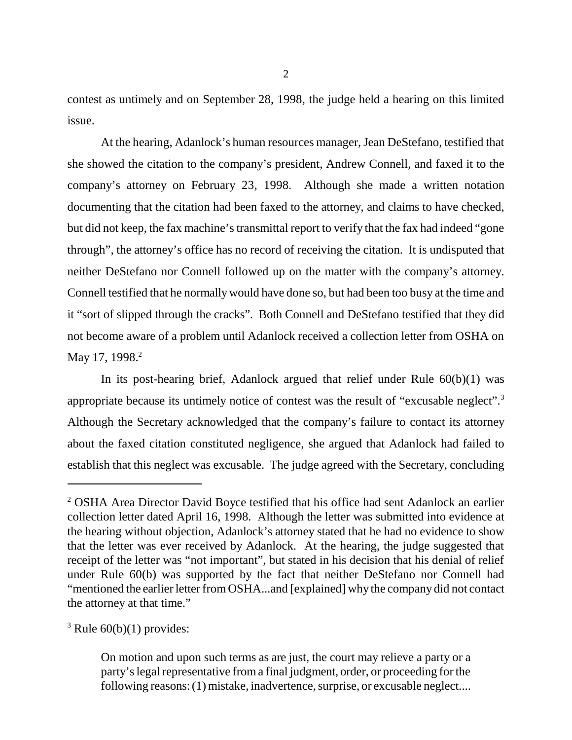contest as untimely and on September 28, 1998, the judge held a hearing on this limited issue.

At the hearing, Adanlock's human resources manager, Jean DeStefano, testified that she showed the citation to the company's president, Andrew Connell, and faxed it to the company's attorney on February 23, 1998. Although she made a written notation documenting that the citation had been faxed to the attorney, and claims to have checked, but did not keep, the fax machine's transmittal report to verify that the fax had indeed "gone through", the attorney's office has no record of receiving the citation. It is undisputed that neither DeStefano nor Connell followed up on the matter with the company's attorney. Connell testified that he normally would have done so, but had been too busy at the time and it "sort of slipped through the cracks". Both Connell and DeStefano testified that they did not become aware of a problem until Adanlock received a collection letter from OSHA on May 17, 1998.[2]

In its post-hearing brief, Adanlock argued that relief under Rule 60(b)(1) was appropriate because its untimely notice of contest was the result of "excusable neglect".[3] Although the Secretary acknowledged that the company's failure to contact its attorney about the faxed citation constituted negligence, she argued that Adanlock had failed to establish that this neglect was excusable. The judge agreed with the Secretary, concluding

---

[2] OSHA Area Director David Boyce testified that his office had sent Adanlock an earlier collection letter dated April 16, 1998. Although the letter was submitted into evidence at the hearing without objection, Adanlock's attorney stated that he had no evidence to show that the letter was ever received by Adanlock. At the hearing, the judge suggested that receipt of the letter was "not important", but stated in his decision that his denial of relief under Rule 60(b) was supported by the fact that neither DeStefano nor Connell had "mentioned the earlier letter from OSHA...and [explained] why the company did not contact the attorney at that time."

[3] Rule 60(b)(1) provides:

> On motion and upon such terms as are just, the court may relieve a party or a party's legal representative from a final judgment, order, or proceeding for the following reasons: (1) mistake, inadvertence, surprise, or excusable neglect....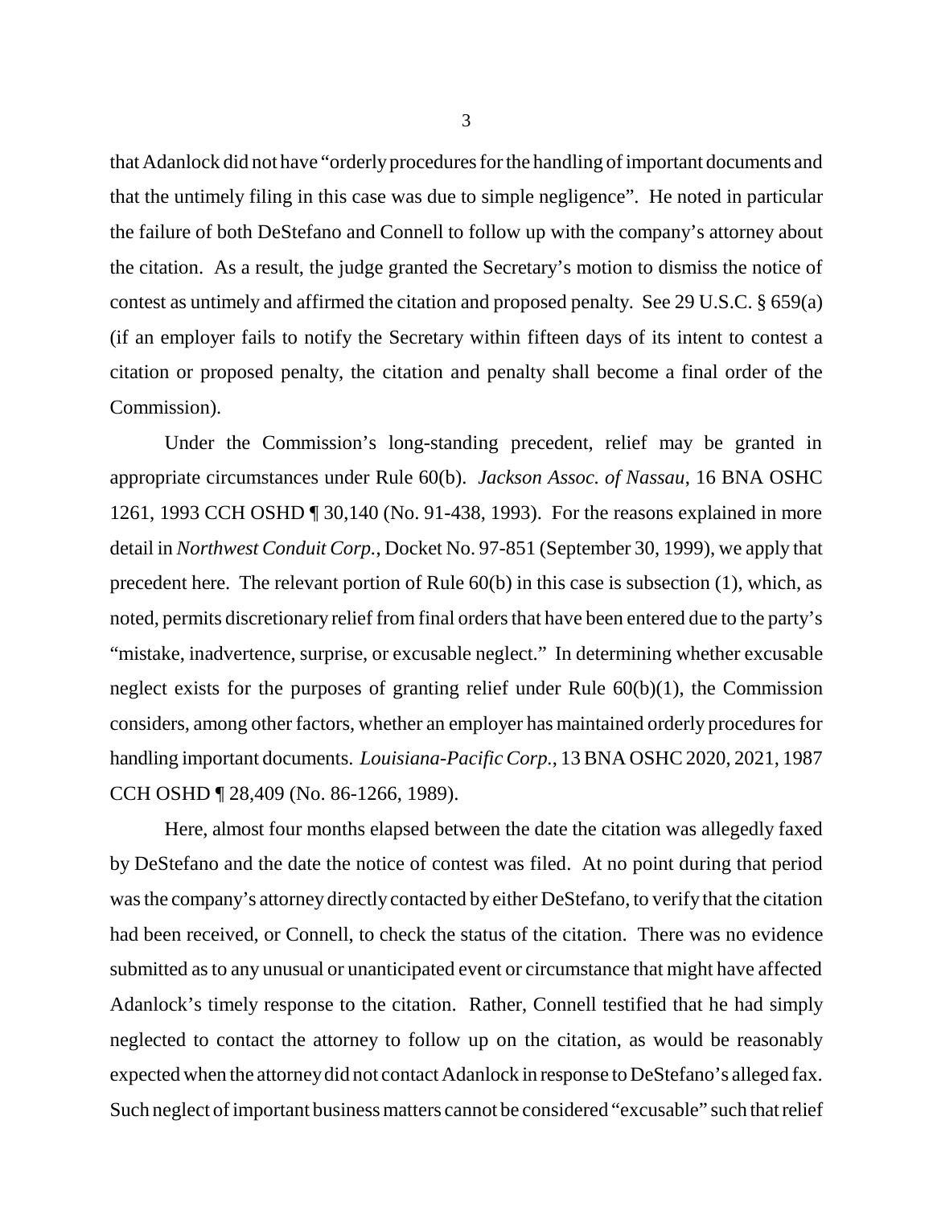that Adanlock did not have "orderly procedures for the handling of important documents and that the untimely filing in this case was due to simple negligence". He noted in particular the failure of both DeStefano and Connell to follow up with the company's attorney about the citation. As a result, the judge granted the Secretary's motion to dismiss the notice of contest as untimely and affirmed the citation and proposed penalty. See 29 U.S.C. § 659(a) (if an employer fails to notify the Secretary within fifteen days of its intent to contest a citation or proposed penalty, the citation and penalty shall become a final order of the Commission).

Under the Commission's long-standing precedent, relief may be granted in appropriate circumstances under Rule 60(b). *Jackson Assoc. of Nassau*, 16 BNA OSHC 1261, 1993 CCH OSHD ¶ 30,140 (No. 91-438, 1993). For the reasons explained in more detail in *Northwest Conduit Corp.*, Docket No. 97-851 (September 30, 1999), we apply that precedent here. The relevant portion of Rule 60(b) in this case is subsection (1), which, as noted, permits discretionary relief from final orders that have been entered due to the party's "mistake, inadvertence, surprise, or excusable neglect." In determining whether excusable neglect exists for the purposes of granting relief under Rule 60(b)(1), the Commission considers, among other factors, whether an employer has maintained orderly procedures for handling important documents. *Louisiana-Pacific Corp.*, 13 BNA OSHC 2020, 2021, 1987 CCH OSHD ¶ 28,409 (No. 86-1266, 1989).

Here, almost four months elapsed between the date the citation was allegedly faxed by DeStefano and the date the notice of contest was filed. At no point during that period was the company's attorney directly contacted by either DeStefano, to verify that the citation had been received, or Connell, to check the status of the citation. There was no evidence submitted as to any unusual or unanticipated event or circumstance that might have affected Adanlock's timely response to the citation. Rather, Connell testified that he had simply neglected to contact the attorney to follow up on the citation, as would be reasonably expected when the attorney did not contact Adanlock in response to DeStefano's alleged fax. Such neglect of important business matters cannot be considered "excusable" such that relief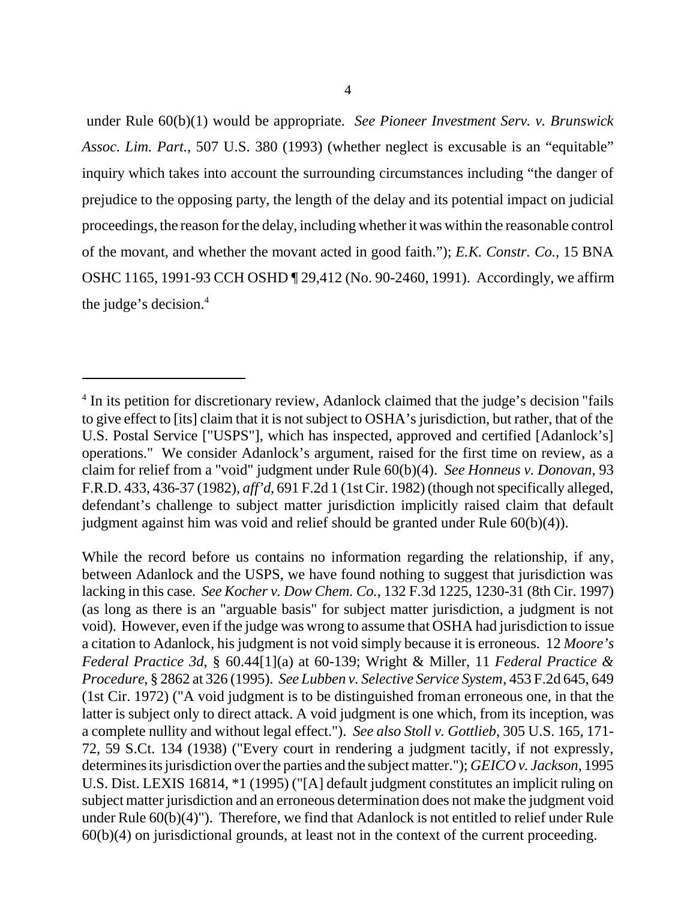under Rule 60(b)(1) would be appropriate. *See Pioneer Investment Serv. v. Brunswick Assoc. Lim. Part.*, 507 U.S. 380 (1993) (whether neglect is excusable is an "equitable" inquiry which takes into account the surrounding circumstances including "the danger of prejudice to the opposing party, the length of the delay and its potential impact on judicial proceedings, the reason for the delay, including whether it was within the reasonable control of the movant, and whether the movant acted in good faith."); *E.K. Constr. Co.*, 15 BNA OSHC 1165, 1991-93 CCH OSHD ¶ 29,412 (No. 90-2460, 1991). Accordingly, we affirm the judge's decision.[4]

---

[4] In its petition for discretionary review, Adanlock claimed that the judge's decision "fails to give effect to [its] claim that it is not subject to OSHA's jurisdiction, but rather, that of the U.S. Postal Service ["USPS"], which has inspected, approved and certified [Adanlock's] operations." We consider Adanlock's argument, raised for the first time on review, as a claim for relief from a "void" judgment under Rule 60(b)(4). *See Honneus v. Donovan*, 93 F.R.D. 433, 436-37 (1982), *aff'd*, 691 F.2d 1 (1st Cir. 1982) (though not specifically alleged, defendant's challenge to subject matter jurisdiction implicitly raised claim that default judgment against him was void and relief should be granted under Rule 60(b)(4)).

While the record before us contains no information regarding the relationship, if any, between Adanlock and the USPS, we have found nothing to suggest that jurisdiction was lacking in this case. *See Kocher v. Dow Chem. Co.*, 132 F.3d 1225, 1230-31 (8th Cir. 1997) (as long as there is an "arguable basis" for subject matter jurisdiction, a judgment is not void). However, even if the judge was wrong to assume that OSHA had jurisdiction to issue a citation to Adanlock, his judgment is not void simply because it is erroneous. 12 *Moore's Federal Practice 3d*, § 60.44[1](a) at 60-139; Wright & Miller, 11 *Federal Practice & Procedure*, § 2862 at 326 (1995). *See Lubben v. Selective Service System*, 453 F.2d 645, 649 (1st Cir. 1972) ("A void judgment is to be distinguished from an erroneous one, in that the latter is subject only to direct attack. A void judgment is one which, from its inception, was a complete nullity and without legal effect."). *See also Stoll v. Gottlieb*, 305 U.S. 165, 171-72, 59 S.Ct. 134 (1938) ("Every court in rendering a judgment tacitly, if not expressly, determines its jurisdiction over the parties and the subject matter."); *GEICO v. Jackson*, 1995 U.S. Dist. LEXIS 16814, *1 (1995) ("[A] default judgment constitutes an implicit ruling on subject matter jurisdiction and an erroneous determination does not make the judgment void under Rule 60(b)(4)"). Therefore, we find that Adanlock is not entitled to relief under Rule 60(b)(4) on jurisdictional grounds, at least not in the context of the current proceeding.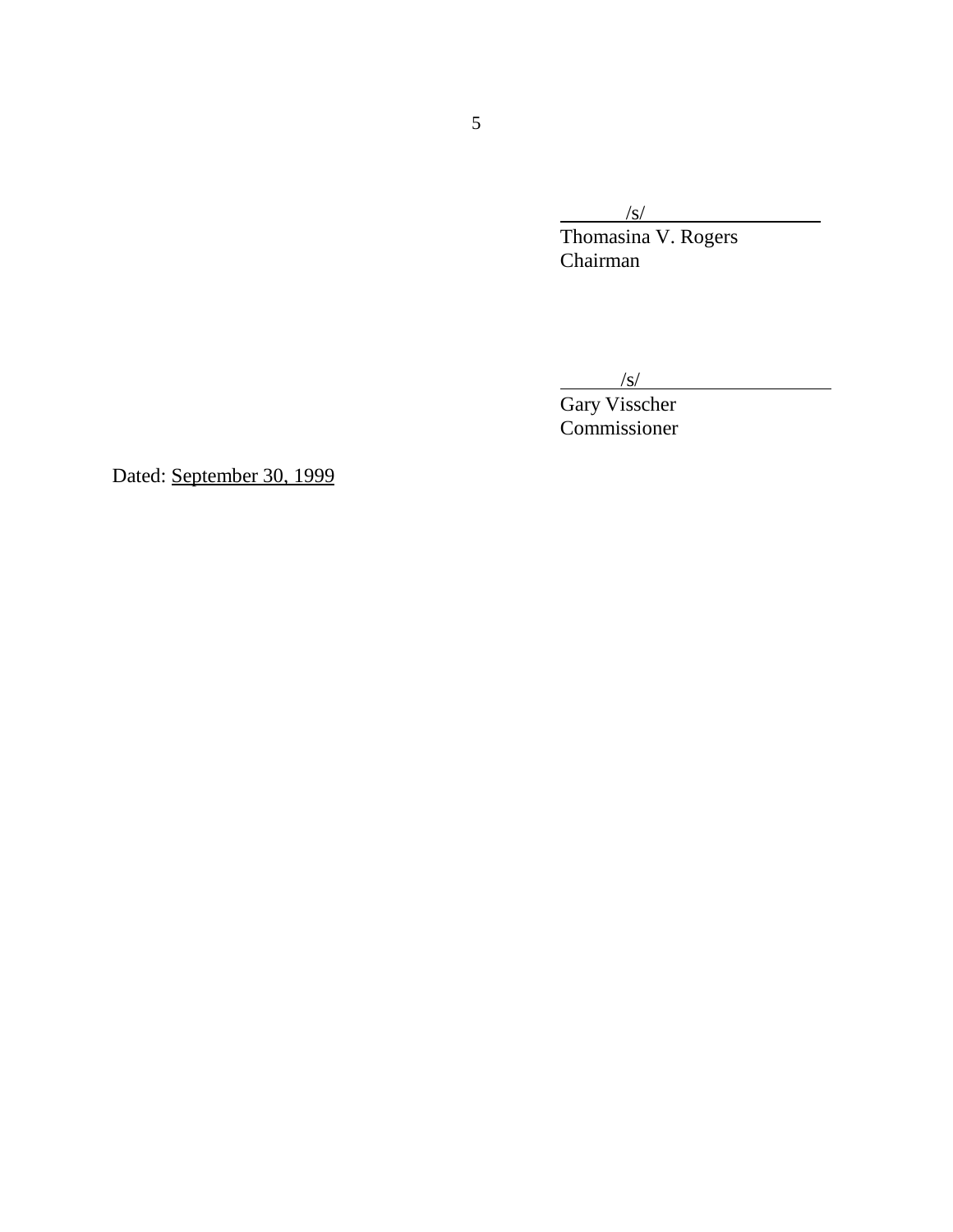/s/
Thomasina V. Rogers
Chairman

/s/
Gary Visscher
Commissioner

Dated: September 30, 1999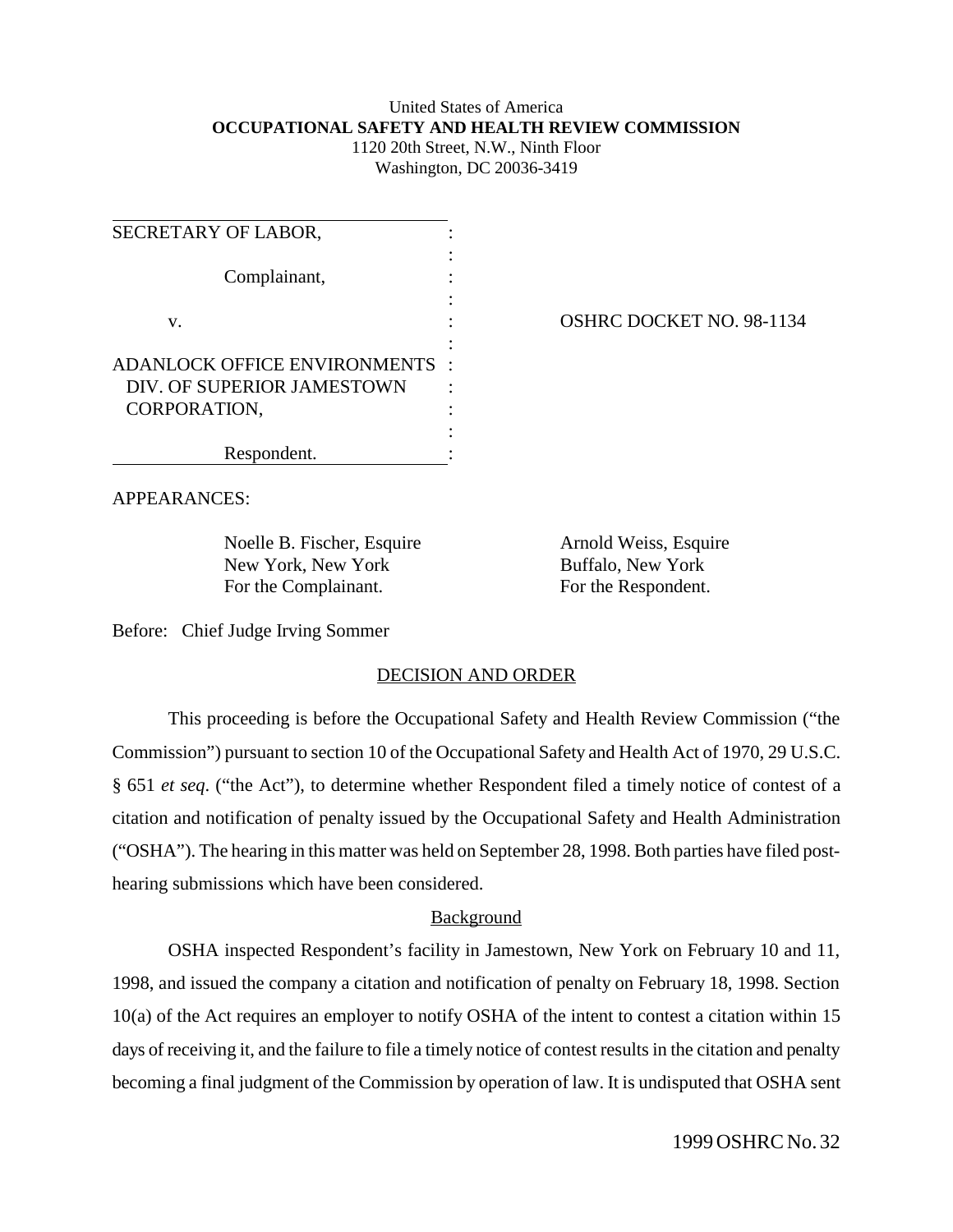United States of America
**OCCUPATIONAL SAFETY AND HEALTH REVIEW COMMISSION**
1120 20th Street, N.W., Ninth Floor
Washington, DC 20036-3419

| | |
|---|---|
| SECRETARY OF LABOR,<br><br>Complainant,<br><br>v.<br><br>ADANLOCK OFFICE ENVIRONMENTS DIV. OF SUPERIOR JAMESTOWN CORPORATION,<br><br>Respondent. | OSHRC DOCKET NO. 98-1134 |

APPEARANCES:

Noelle B. Fischer, Esquire
New York, New York
For the Complainant.

Arnold Weiss, Esquire
Buffalo, New York
For the Respondent.

Before: Chief Judge Irving Sommer

## DECISION AND ORDER

This proceeding is before the Occupational Safety and Health Review Commission ("the Commission") pursuant to section 10 of the Occupational Safety and Health Act of 1970, 29 U.S.C. § 651 *et seq*. ("the Act"), to determine whether Respondent filed a timely notice of contest of a citation and notification of penalty issued by the Occupational Safety and Health Administration ("OSHA"). The hearing in this matter was held on September 28, 1998. Both parties have filed post-hearing submissions which have been considered.

### Background

OSHA inspected Respondent's facility in Jamestown, New York on February 10 and 11, 1998, and issued the company a citation and notification of penalty on February 18, 1998. Section 10(a) of the Act requires an employer to notify OSHA of the intent to contest a citation within 15 days of receiving it, and the failure to file a timely notice of contest results in the citation and penalty becoming a final judgment of the Commission by operation of law. It is undisputed that OSHA sent

1999 OSHRC No. 32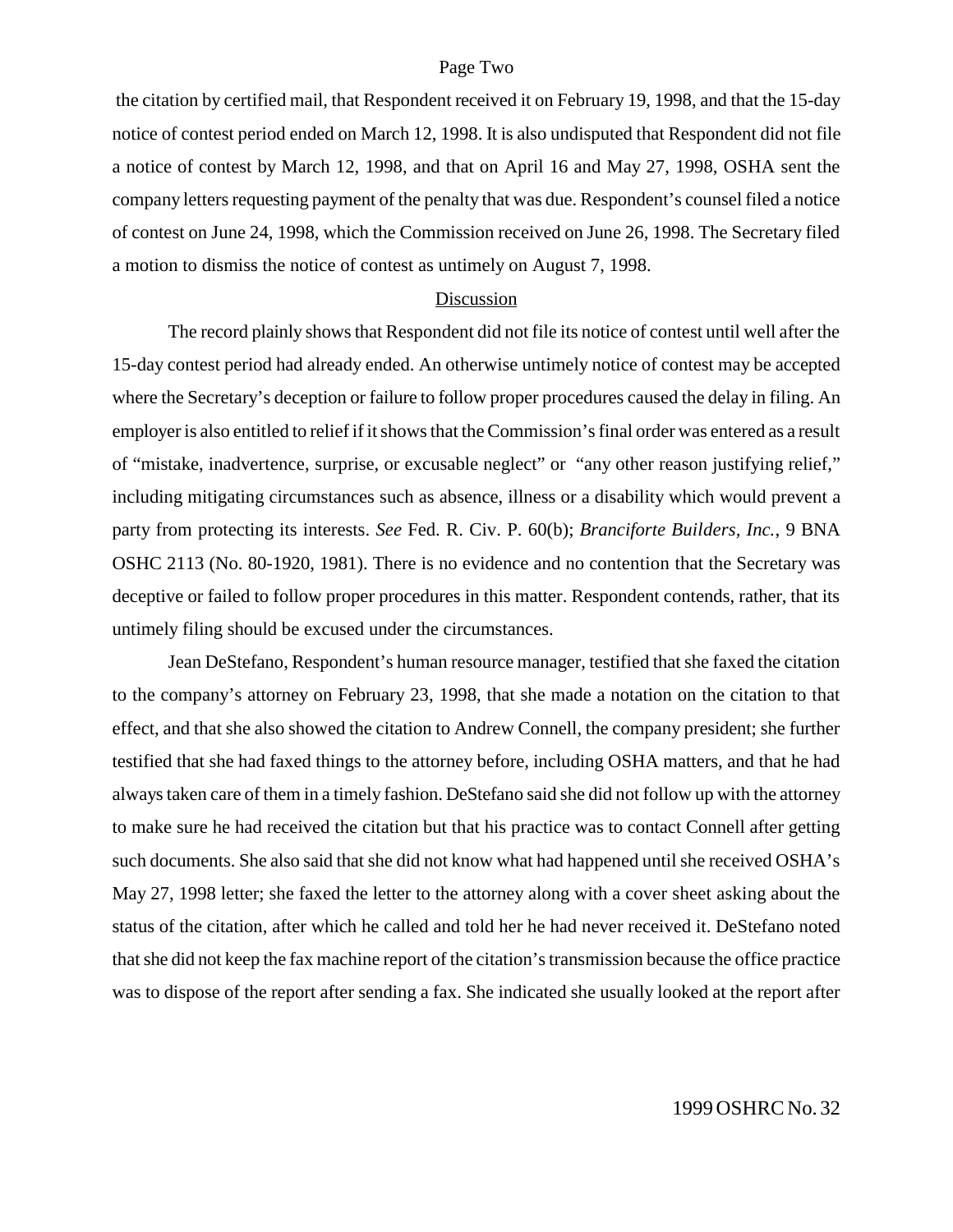the citation by certified mail, that Respondent received it on February 19, 1998, and that the 15-day notice of contest period ended on March 12, 1998. It is also undisputed that Respondent did not file a notice of contest by March 12, 1998, and that on April 16 and May 27, 1998, OSHA sent the company letters requesting payment of the penalty that was due. Respondent's counsel filed a notice of contest on June 24, 1998, which the Commission received on June 26, 1998. The Secretary filed a motion to dismiss the notice of contest as untimely on August 7, 1998.

## Discussion

The record plainly shows that Respondent did not file its notice of contest until well after the 15-day contest period had already ended. An otherwise untimely notice of contest may be accepted where the Secretary's deception or failure to follow proper procedures caused the delay in filing. An employer is also entitled to relief if it shows that the Commission's final order was entered as a result of "mistake, inadvertence, surprise, or excusable neglect" or "any other reason justifying relief," including mitigating circumstances such as absence, illness or a disability which would prevent a party from protecting its interests. *See* Fed. R. Civ. P. 60(b); *Branciforte Builders, Inc.*, 9 BNA OSHC 2113 (No. 80-1920, 1981). There is no evidence and no contention that the Secretary was deceptive or failed to follow proper procedures in this matter. Respondent contends, rather, that its untimely filing should be excused under the circumstances.

Jean DeStefano, Respondent's human resource manager, testified that she faxed the citation to the company's attorney on February 23, 1998, that she made a notation on the citation to that effect, and that she also showed the citation to Andrew Connell, the company president; she further testified that she had faxed things to the attorney before, including OSHA matters, and that he had always taken care of them in a timely fashion. DeStefano said she did not follow up with the attorney to make sure he had received the citation but that his practice was to contact Connell after getting such documents. She also said that she did not know what had happened until she received OSHA's May 27, 1998 letter; she faxed the letter to the attorney along with a cover sheet asking about the status of the citation, after which he called and told her he had never received it. DeStefano noted that she did not keep the fax machine report of the citation's transmission because the office practice was to dispose of the report after sending a fax. She indicated she usually looked at the report after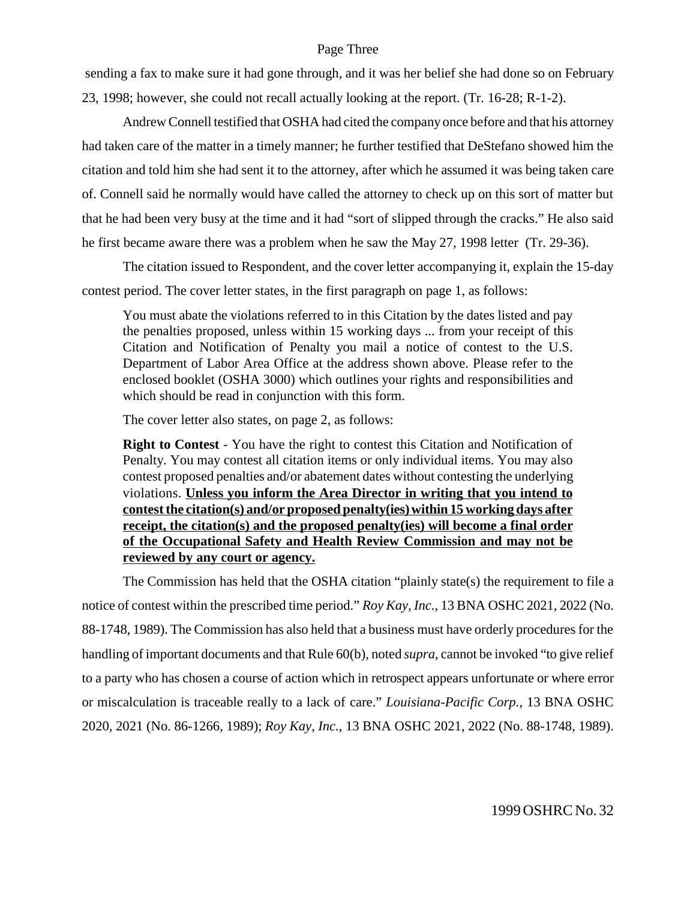sending a fax to make sure it had gone through, and it was her belief she had done so on February 23, 1998; however, she could not recall actually looking at the report. (Tr. 16-28; R-1-2).

Andrew Connell testified that OSHA had cited the company once before and that his attorney had taken care of the matter in a timely manner; he further testified that DeStefano showed him the citation and told him she had sent it to the attorney, after which he assumed it was being taken care of. Connell said he normally would have called the attorney to check up on this sort of matter but that he had been very busy at the time and it had "sort of slipped through the cracks." He also said he first became aware there was a problem when he saw the May 27, 1998 letter (Tr. 29-36).

The citation issued to Respondent, and the cover letter accompanying it, explain the 15-day contest period. The cover letter states, in the first paragraph on page 1, as follows:

> You must abate the violations referred to in this Citation by the dates listed and pay the penalties proposed, unless within 15 working days ... from your receipt of this Citation and Notification of Penalty you mail a notice of contest to the U.S. Department of Labor Area Office at the address shown above. Please refer to the enclosed booklet (OSHA 3000) which outlines your rights and responsibilities and which should be read in conjunction with this form.
>
> The cover letter also states, on page 2, as follows:
>
> **Right to Contest** - You have the right to contest this Citation and Notification of Penalty. You may contest all citation items or only individual items. You may also contest proposed penalties and/or abatement dates without contesting the underlying violations. **Unless you inform the Area Director in writing that you intend to contest the citation(s) and/or proposed penalty(ies) within 15 working days after receipt, the citation(s) and the proposed penalty(ies) will become a final order of the Occupational Safety and Health Review Commission and may not be reviewed by any court or agency.**

The Commission has held that the OSHA citation "plainly state(s) the requirement to file a notice of contest within the prescribed time period." *Roy Kay, Inc.*, 13 BNA OSHC 2021, 2022 (No. 88-1748, 1989). The Commission has also held that a business must have orderly procedures for the handling of important documents and that Rule 60(b), noted *supra*, cannot be invoked "to give relief to a party who has chosen a course of action which in retrospect appears unfortunate or where error or miscalculation is traceable really to a lack of care." *Louisiana-Pacific Corp.*, 13 BNA OSHC 2020, 2021 (No. 86-1266, 1989); *Roy Kay, Inc.*, 13 BNA OSHC 2021, 2022 (No. 88-1748, 1989).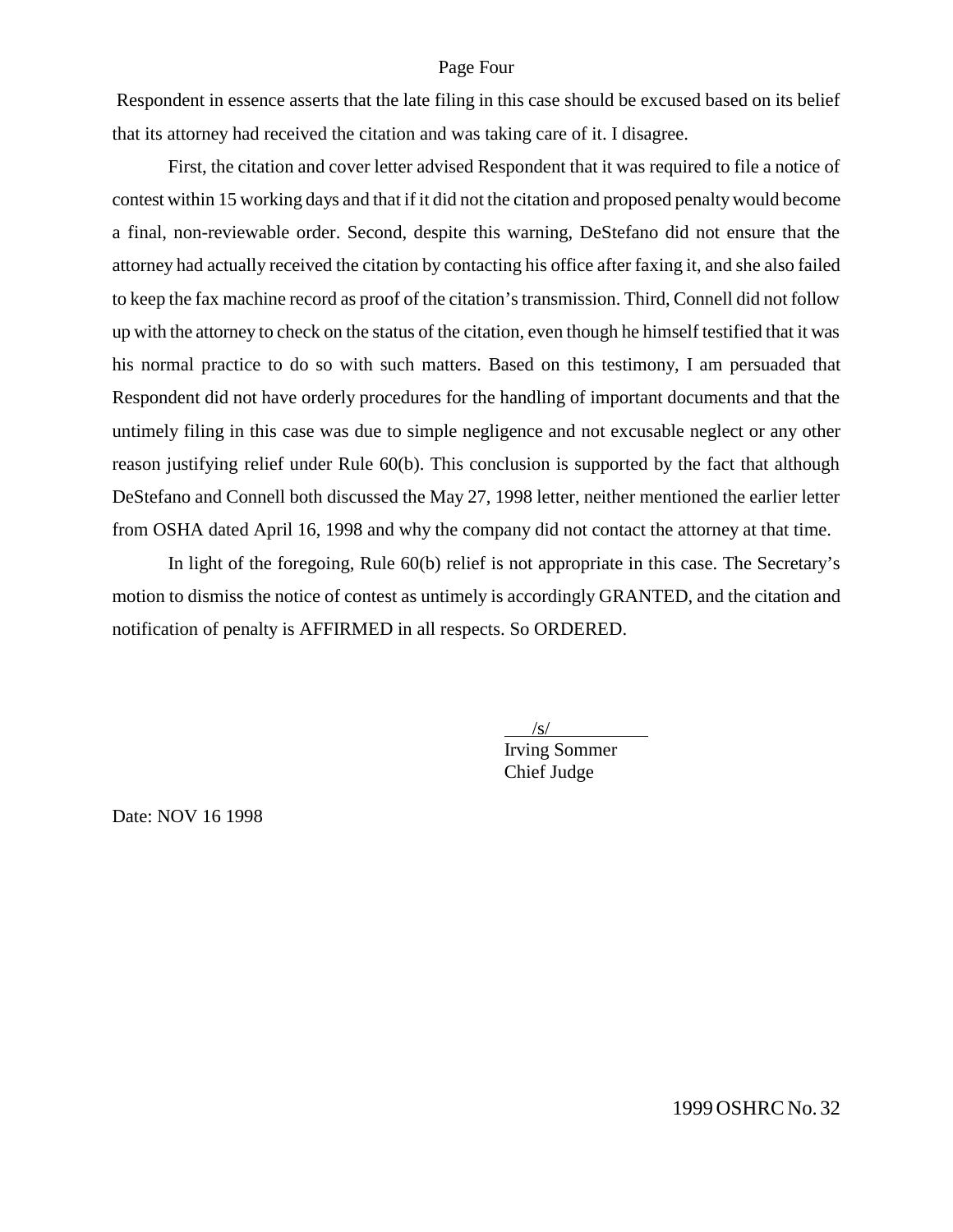Respondent in essence asserts that the late filing in this case should be excused based on its belief that its attorney had received the citation and was taking care of it. I disagree.

First, the citation and cover letter advised Respondent that it was required to file a notice of contest within 15 working days and that if it did not the citation and proposed penalty would become a final, non-reviewable order. Second, despite this warning, DeStefano did not ensure that the attorney had actually received the citation by contacting his office after faxing it, and she also failed to keep the fax machine record as proof of the citation's transmission. Third, Connell did not follow up with the attorney to check on the status of the citation, even though he himself testified that it was his normal practice to do so with such matters. Based on this testimony, I am persuaded that Respondent did not have orderly procedures for the handling of important documents and that the untimely filing in this case was due to simple negligence and not excusable neglect or any other reason justifying relief under Rule 60(b). This conclusion is supported by the fact that although DeStefano and Connell both discussed the May 27, 1998 letter, neither mentioned the earlier letter from OSHA dated April 16, 1998 and why the company did not contact the attorney at that time.

In light of the foregoing, Rule 60(b) relief is not appropriate in this case. The Secretary's motion to dismiss the notice of contest as untimely is accordingly GRANTED, and the citation and notification of penalty is AFFIRMED in all respects. So ORDERED.

/s/
Irving Sommer
Chief Judge

Date: NOV 16 1998

1999 OSHRC No. 32